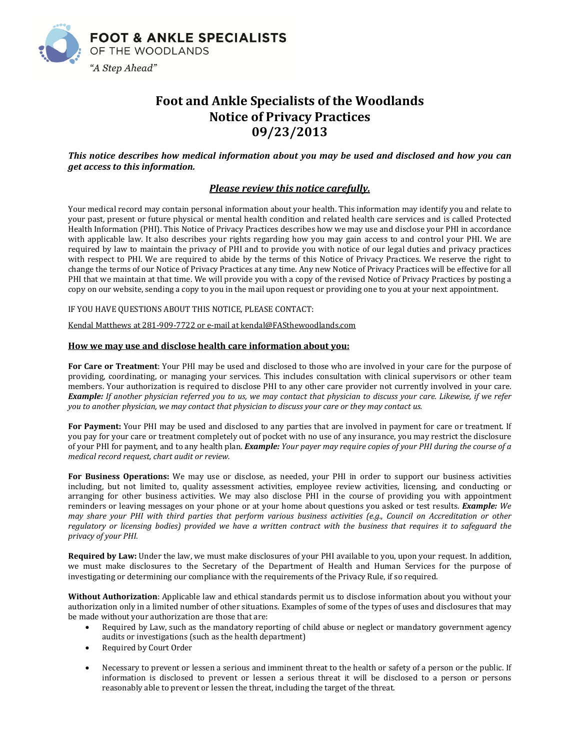**FOOT & ANKLE SPECIALISTS**
OF THE WOODLANDS
*"A Step Ahead"*

# Foot and Ankle Specialists of the Woodlands
# Notice of Privacy Practices
# 09/23/2013

***This notice describes how medical information about you may be used and disclosed and how you can get access to this information.***

***Please review this notice carefully.***

Your medical record may contain personal information about your health. This information may identify you and relate to your past, present or future physical or mental health condition and related health care services and is called Protected Health Information (PHI). This Notice of Privacy Practices describes how we may use and disclose your PHI in accordance with applicable law. It also describes your rights regarding how you may gain access to and control your PHI. We are required by law to maintain the privacy of PHI and to provide you with notice of our legal duties and privacy practices with respect to PHI. We are required to abide by the terms of this Notice of Privacy Practices. We reserve the right to change the terms of our Notice of Privacy Practices at any time. Any new Notice of Privacy Practices will be effective for all PHI that we maintain at that time. We will provide you with a copy of the revised Notice of Privacy Practices by posting a copy on our website, sending a copy to you in the mail upon request or providing one to you at your next appointment.

IF YOU HAVE QUESTIONS ABOUT THIS NOTICE, PLEASE CONTACT:

Kendal Matthews at 281-909-7722 or e-mail at kendal@FASthewoodlands.com

## How we may use and disclose health care information about you:

**For Care or Treatment**: Your PHI may be used and disclosed to those who are involved in your care for the purpose of providing, coordinating, or managing your services. This includes consultation with clinical supervisors or other team members. Your authorization is required to disclose PHI to any other care provider not currently involved in your care. ***Example:*** *If another physician referred you to us, we may contact that physician to discuss your care. Likewise, if we refer you to another physician, we may contact that physician to discuss your care or they may contact us.*

**For Payment:** Your PHI may be used and disclosed to any parties that are involved in payment for care or treatment. If you pay for your care or treatment completely out of pocket with no use of any insurance, you may restrict the disclosure of your PHI for payment, and to any health plan. ***Example:*** *Your payer may require copies of your PHI during the course of a medical record request, chart audit or review.*

**For Business Operations:** We may use or disclose, as needed, your PHI in order to support our business activities including, but not limited to, quality assessment activities, employee review activities, licensing, and conducting or arranging for other business activities. We may also disclose PHI in the course of providing you with appointment reminders or leaving messages on your phone or at your home about questions you asked or test results. ***Example:*** *We may share your PHI with third parties that perform various business activities (e.g., Council on Accreditation or other regulatory or licensing bodies) provided we have a written contract with the business that requires it to safeguard the privacy of your PHI.*

**Required by Law:** Under the law, we must make disclosures of your PHI available to you, upon your request. In addition, we must make disclosures to the Secretary of the Department of Health and Human Services for the purpose of investigating or determining our compliance with the requirements of the Privacy Rule, if so required.

**Without Authorization**: Applicable law and ethical standards permit us to disclose information about you without your authorization only in a limited number of other situations. Examples of some of the types of uses and disclosures that may be made without your authorization are those that are:

- Required by Law, such as the mandatory reporting of child abuse or neglect or mandatory government agency audits or investigations (such as the health department)
- Required by Court Order
- Necessary to prevent or lessen a serious and imminent threat to the health or safety of a person or the public. If information is disclosed to prevent or lessen a serious threat it will be disclosed to a person or persons reasonably able to prevent or lessen the threat, including the target of the threat.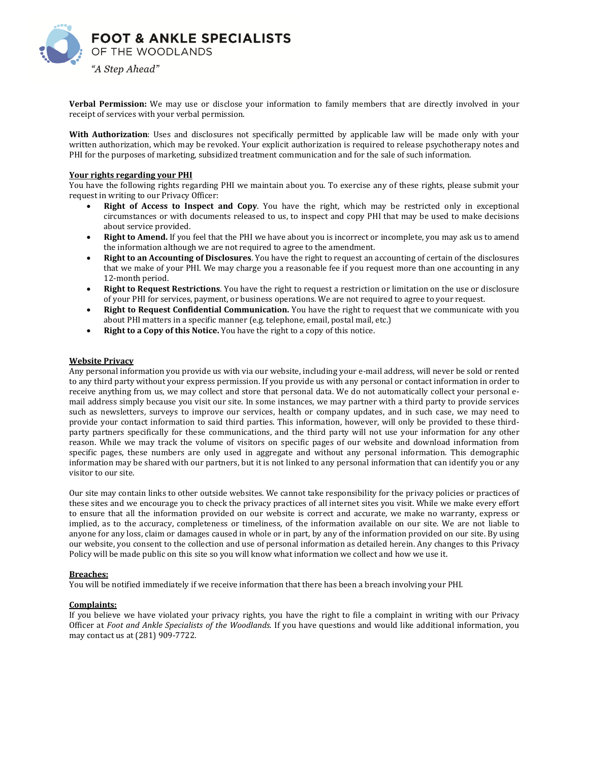**Verbal Permission:** We may use or disclose your information to family members that are directly involved in your receipt of services with your verbal permission.

**With Authorization**: Uses and disclosures not specifically permitted by applicable law will be made only with your written authorization, which may be revoked. Your explicit authorization is required to release psychotherapy notes and PHI for the purposes of marketing, subsidized treatment communication and for the sale of such information.

**Your rights regarding your PHI**

You have the following rights regarding PHI we maintain about you. To exercise any of these rights, please submit your request in writing to our Privacy Officer:

- **Right of Access to Inspect and Copy**. You have the right, which may be restricted only in exceptional circumstances or with documents released to us, to inspect and copy PHI that may be used to make decisions about service provided.
- **Right to Amend.** If you feel that the PHI we have about you is incorrect or incomplete, you may ask us to amend the information although we are not required to agree to the amendment.
- **Right to an Accounting of Disclosures**. You have the right to request an accounting of certain of the disclosures that we make of your PHI. We may charge you a reasonable fee if you request more than one accounting in any 12-month period.
- **Right to Request Restrictions**. You have the right to request a restriction or limitation on the use or disclosure of your PHI for services, payment, or business operations. We are not required to agree to your request.
- **Right to Request Confidential Communication.** You have the right to request that we communicate with you about PHI matters in a specific manner (e.g. telephone, email, postal mail, etc.)
- **Right to a Copy of this Notice.** You have the right to a copy of this notice.

**Website Privacy**

Any personal information you provide us with via our website, including your e-mail address, will never be sold or rented to any third party without your express permission. If you provide us with any personal or contact information in order to receive anything from us, we may collect and store that personal data. We do not automatically collect your personal e-mail address simply because you visit our site. In some instances, we may partner with a third party to provide services such as newsletters, surveys to improve our services, health or company updates, and in such case, we may need to provide your contact information to said third parties. This information, however, will only be provided to these third-party partners specifically for these communications, and the third party will not use your information for any other reason. While we may track the volume of visitors on specific pages of our website and download information from specific pages, these numbers are only used in aggregate and without any personal information. This demographic information may be shared with our partners, but it is not linked to any personal information that can identify you or any visitor to our site.

Our site may contain links to other outside websites. We cannot take responsibility for the privacy policies or practices of these sites and we encourage you to check the privacy practices of all internet sites you visit. While we make every effort to ensure that all the information provided on our website is correct and accurate, we make no warranty, express or implied, as to the accuracy, completeness or timeliness, of the information available on our site. We are not liable to anyone for any loss, claim or damages caused in whole or in part, by any of the information provided on our site. By using our website, you consent to the collection and use of personal information as detailed herein. Any changes to this Privacy Policy will be made public on this site so you will know what information we collect and how we use it.

**Breaches:**

You will be notified immediately if we receive information that there has been a breach involving your PHI.

**Complaints:**

If you believe we have violated your privacy rights, you have the right to file a complaint in writing with our Privacy Officer at *Foot and Ankle Specialists of the Woodlands.* If you have questions and would like additional information, you may contact us at (281) 909-7722.